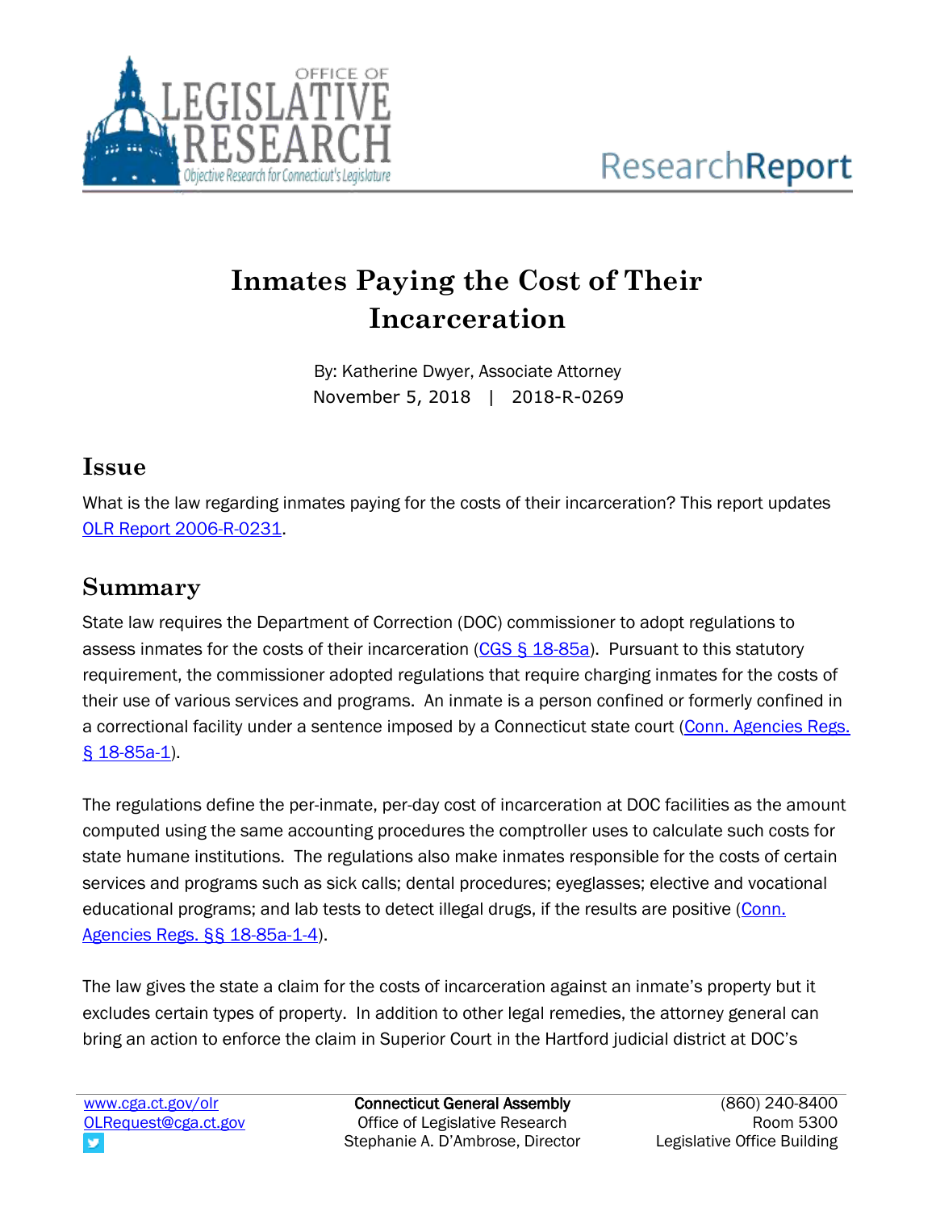# Inmates Paying the Cost of Their Incarceration

By: Katherine Dwyer, Associate Attorney
November 5, 2018 | 2018-R-0269

## Issue

What is the law regarding inmates paying for the costs of their incarceration? This report updates OLR Report 2006-R-0231.

## Summary

State law requires the Department of Correction (DOC) commissioner to adopt regulations to assess inmates for the costs of their incarceration (CGS § 18-85a). Pursuant to this statutory requirement, the commissioner adopted regulations that require charging inmates for the costs of their use of various services and programs. An inmate is a person confined or formerly confined in a correctional facility under a sentence imposed by a Connecticut state court (Conn. Agencies Regs. § 18-85a-1).

The regulations define the per-inmate, per-day cost of incarceration at DOC facilities as the amount computed using the same accounting procedures the comptroller uses to calculate such costs for state humane institutions. The regulations also make inmates responsible for the costs of certain services and programs such as sick calls; dental procedures; eyeglasses; elective and vocational educational programs; and lab tests to detect illegal drugs, if the results are positive (Conn. Agencies Regs. §§ 18-85a-1-4).

The law gives the state a claim for the costs of incarceration against an inmate's property but it excludes certain types of property. In addition to other legal remedies, the attorney general can bring an action to enforce the claim in Superior Court in the Hartford judicial district at DOC's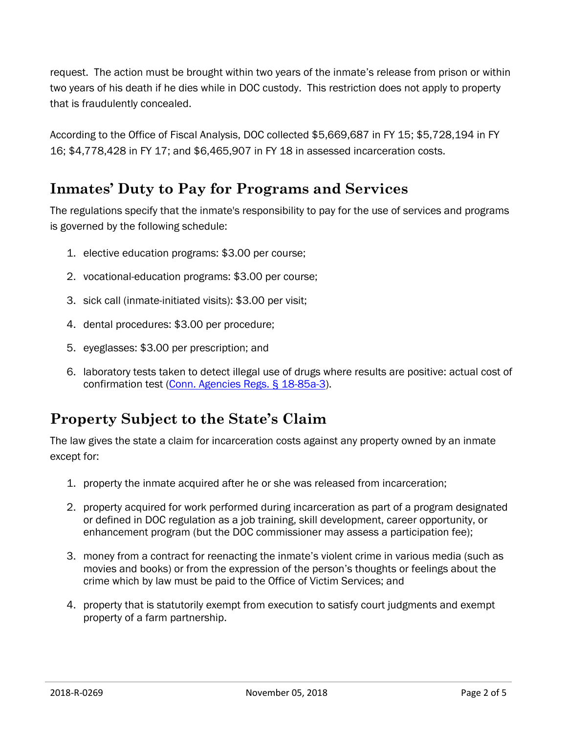request. The action must be brought within two years of the inmate's release from prison or within two years of his death if he dies while in DOC custody. This restriction does not apply to property that is fraudulently concealed.

According to the Office of Fiscal Analysis, DOC collected $5,669,687 in FY 15; $5,728,194 in FY 16; $4,778,428 in FY 17; and $6,465,907 in FY 18 in assessed incarceration costs.

## Inmates' Duty to Pay for Programs and Services

The regulations specify that the inmate's responsibility to pay for the use of services and programs is governed by the following schedule:

1. elective education programs: $3.00 per course;
2. vocational-education programs: $3.00 per course;
3. sick call (inmate-initiated visits): $3.00 per visit;
4. dental procedures: $3.00 per procedure;
5. eyeglasses: $3.00 per prescription; and
6. laboratory tests taken to detect illegal use of drugs where results are positive: actual cost of confirmation test (Conn. Agencies Regs. § 18-85a-3).

## Property Subject to the State's Claim

The law gives the state a claim for incarceration costs against any property owned by an inmate except for:

1. property the inmate acquired after he or she was released from incarceration;
2. property acquired for work performed during incarceration as part of a program designated or defined in DOC regulation as a job training, skill development, career opportunity, or enhancement program (but the DOC commissioner may assess a participation fee);
3. money from a contract for reenacting the inmate's violent crime in various media (such as movies and books) or from the expression of the person's thoughts or feelings about the crime which by law must be paid to the Office of Victim Services; and
4. property that is statutorily exempt from execution to satisfy court judgments and exempt property of a farm partnership.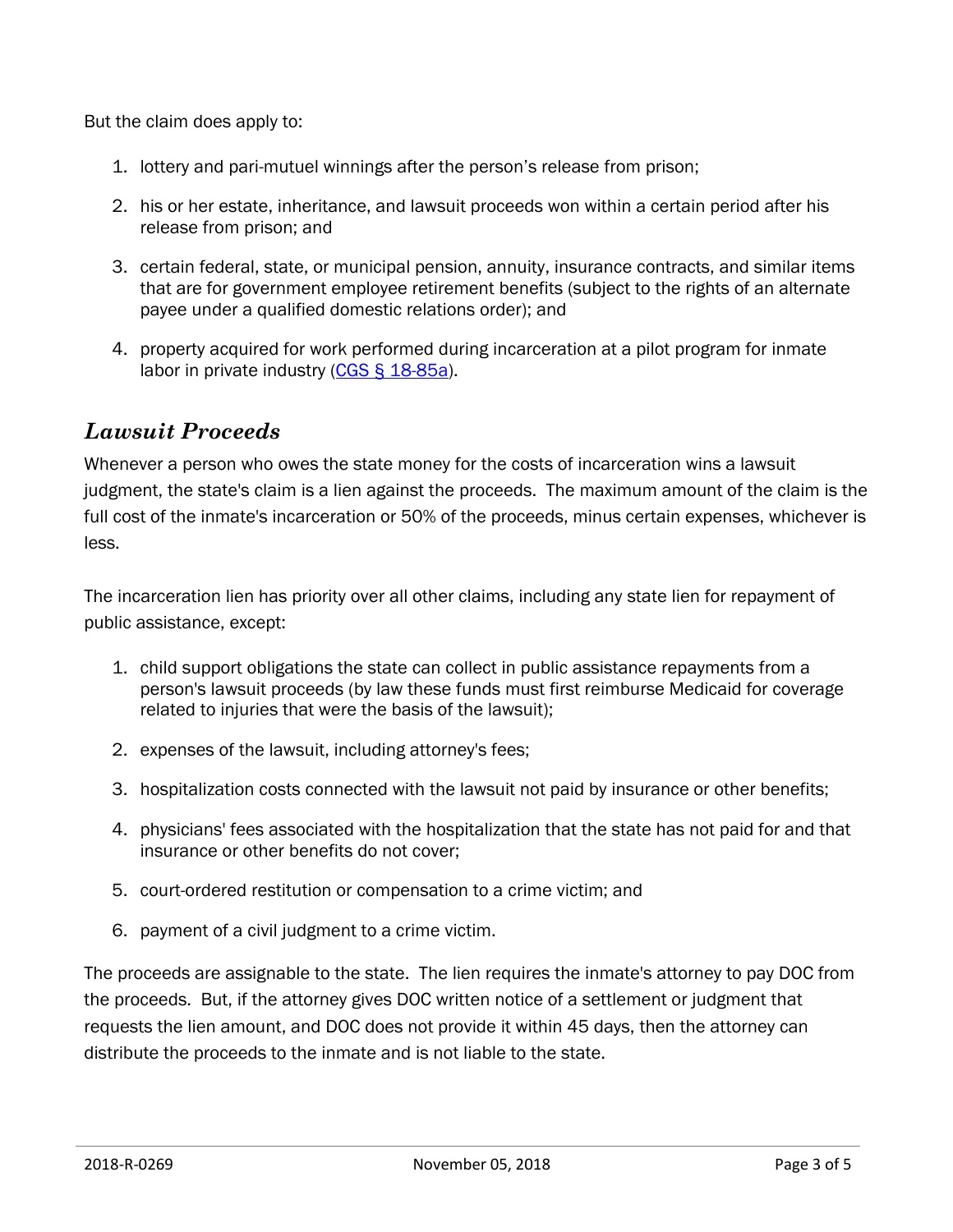But the claim does apply to:

1. lottery and pari-mutuel winnings after the person's release from prison;
2. his or her estate, inheritance, and lawsuit proceeds won within a certain period after his release from prison; and
3. certain federal, state, or municipal pension, annuity, insurance contracts, and similar items that are for government employee retirement benefits (subject to the rights of an alternate payee under a qualified domestic relations order); and
4. property acquired for work performed during incarceration at a pilot program for inmate labor in private industry (CGS § 18-85a).

## *Lawsuit Proceeds*

Whenever a person who owes the state money for the costs of incarceration wins a lawsuit judgment, the state's claim is a lien against the proceeds. The maximum amount of the claim is the full cost of the inmate's incarceration or 50% of the proceeds, minus certain expenses, whichever is less.

The incarceration lien has priority over all other claims, including any state lien for repayment of public assistance, except:

1. child support obligations the state can collect in public assistance repayments from a person's lawsuit proceeds (by law these funds must first reimburse Medicaid for coverage related to injuries that were the basis of the lawsuit);
2. expenses of the lawsuit, including attorney's fees;
3. hospitalization costs connected with the lawsuit not paid by insurance or other benefits;
4. physicians' fees associated with the hospitalization that the state has not paid for and that insurance or other benefits do not cover;
5. court-ordered restitution or compensation to a crime victim; and
6. payment of a civil judgment to a crime victim.

The proceeds are assignable to the state. The lien requires the inmate's attorney to pay DOC from the proceeds. But, if the attorney gives DOC written notice of a settlement or judgment that requests the lien amount, and DOC does not provide it within 45 days, then the attorney can distribute the proceeds to the inmate and is not liable to the state.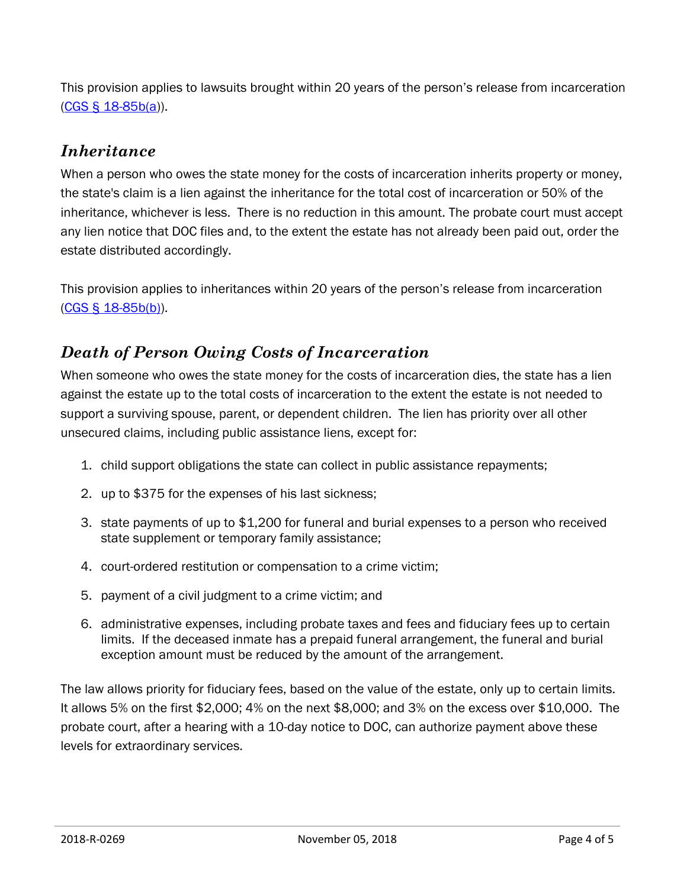This provision applies to lawsuits brought within 20 years of the person's release from incarceration (CGS § 18-85b(a)).

## *Inheritance*

When a person who owes the state money for the costs of incarceration inherits property or money, the state's claim is a lien against the inheritance for the total cost of incarceration or 50% of the inheritance, whichever is less. There is no reduction in this amount. The probate court must accept any lien notice that DOC files and, to the extent the estate has not already been paid out, order the estate distributed accordingly.

This provision applies to inheritances within 20 years of the person's release from incarceration (CGS § 18-85b(b)).

## *Death of Person Owing Costs of Incarceration*

When someone who owes the state money for the costs of incarceration dies, the state has a lien against the estate up to the total costs of incarceration to the extent the estate is not needed to support a surviving spouse, parent, or dependent children. The lien has priority over all other unsecured claims, including public assistance liens, except for:

1. child support obligations the state can collect in public assistance repayments;
2. up to $375 for the expenses of his last sickness;
3. state payments of up to $1,200 for funeral and burial expenses to a person who received state supplement or temporary family assistance;
4. court-ordered restitution or compensation to a crime victim;
5. payment of a civil judgment to a crime victim; and
6. administrative expenses, including probate taxes and fees and fiduciary fees up to certain limits. If the deceased inmate has a prepaid funeral arrangement, the funeral and burial exception amount must be reduced by the amount of the arrangement.

The law allows priority for fiduciary fees, based on the value of the estate, only up to certain limits. It allows 5% on the first $2,000; 4% on the next $8,000; and 3% on the excess over $10,000. The probate court, after a hearing with a 10-day notice to DOC, can authorize payment above these levels for extraordinary services.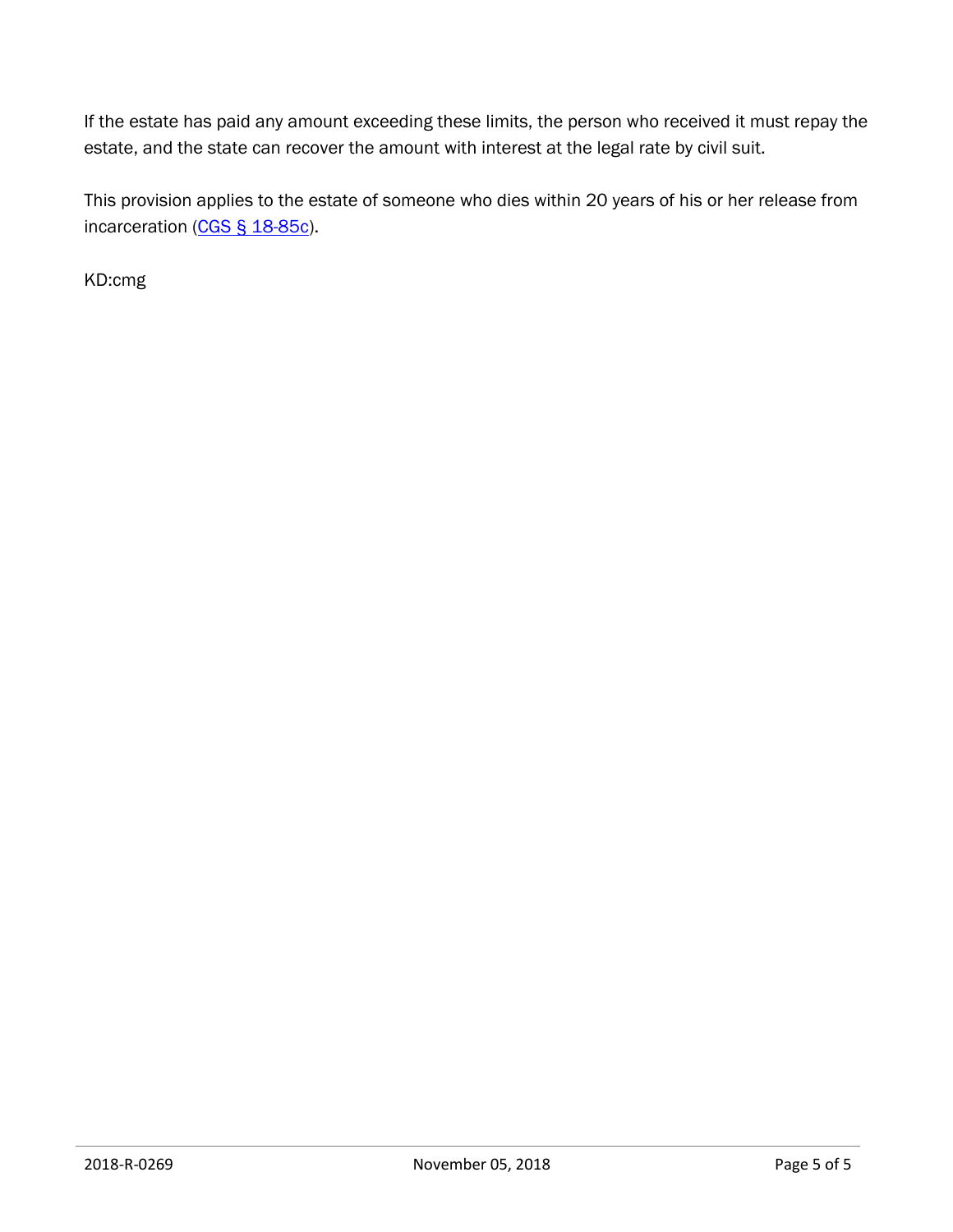If the estate has paid any amount exceeding these limits, the person who received it must repay the estate, and the state can recover the amount with interest at the legal rate by civil suit.

This provision applies to the estate of someone who dies within 20 years of his or her release from incarceration (CGS § 18-85c).

KD:cmg